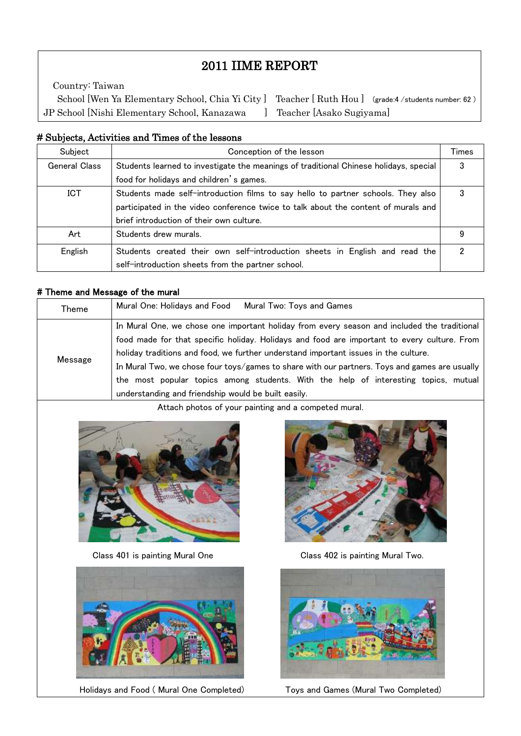# 2011 IIME REPORT

Country: Taiwan

School [Wen Ya Elementary School, Chia Yi City ] Teacher [ Ruth Hou ] (grade:4 /students number: 62 )

JP School [Nishi Elementary School, Kanazawa ] Teacher [Asako Sugiyama]

## # Subjects, Activities and Times of the lessons

| Subject | Conception of the lesson | Times |
|---|---|---|
| General Class | Students learned to investigate the meanings of traditional Chinese holidays, special food for holidays and children's games. | 3 |
| ICT | Students made self-introduction films to say hello to partner schools. They also participated in the video conference twice to talk about the content of murals and brief introduction of their own culture. | 3 |
| Art | Students drew murals. | 9 |
| English | Students created their own self-introduction sheets in English and read the self-introduction sheets from the partner school. | 2 |

## # Theme and Message of the mural

| Theme | Mural One: Holidays and Food Mural Two: Toys and Games |
|---|---|
| Message | In Mural One, we chose one important holiday from every season and included the traditional food made for that specific holiday. Holidays and food are important to every culture. From holiday traditions and food, we further understand important issues in the culture.<br>In Mural Two, we chose four toys/games to share with our partners. Toys and games are usually the most popular topics among students. With the help of interesting topics, mutual understanding and friendship would be built easily. |

Attach photos of your painting and a competed mural.

Class 401 is painting Mural One

Class 402 is painting Mural Two.

Holidays and Food ( Mural One Completed)

Toys and Games (Mural Two Completed)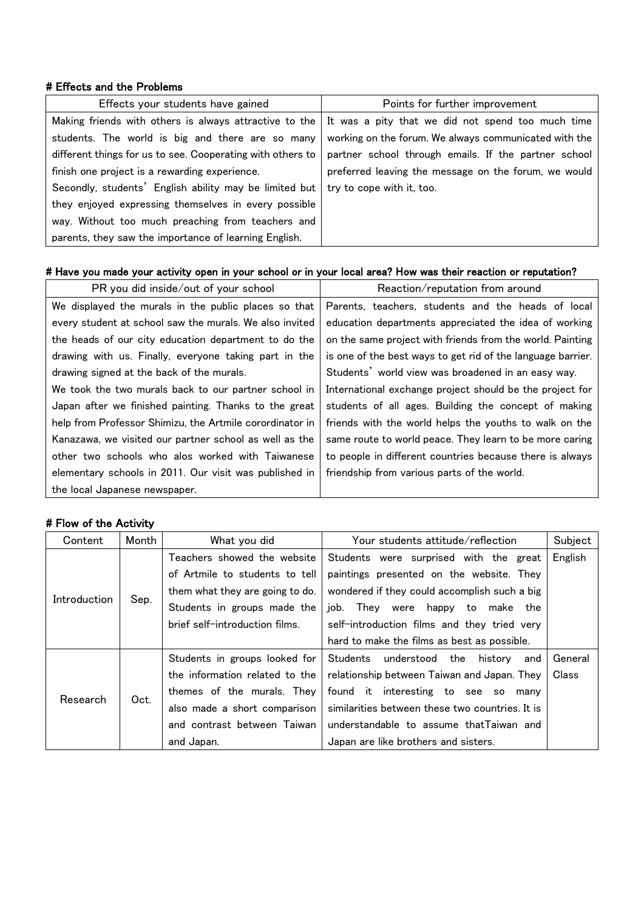# Effects and the Problems

| Effects your students have gained | Points for further improvement |
| --- | --- |
| Making friends with others is always attractive to the students. The world is big and there are so many different things for us to see. Cooperating with others to finish one project is a rewarding experience.<br>Secondly, students' English ability may be limited but they enjoyed expressing themselves in every possible way. Without too much preaching from teachers and parents, they saw the importance of learning English. | It was a pity that we did not spend too much time working on the forum. We always communicated with the partner school through emails. If the partner school preferred leaving the message on the forum, we would try to cope with it, too. |

# Have you made your activity open in your school or in your local area? How was their reaction or reputation?

| PR you did inside/out of your school | Reaction/reputation from around |
| --- | --- |
| We displayed the murals in the public places so that every student at school saw the murals. We also invited the heads of our city education department to do the drawing with us. Finally, everyone taking part in the drawing signed at the back of the murals.<br>We took the two murals back to our partner school in Japan after we finished painting. Thanks to the great help from Professor Shimizu, the Artmile corordinator in Kanazawa, we visited our partner school as well as the other two schools who alos worked with Taiwanese elementary schools in 2011. Our visit was published in the local Japanese newspaper. | Parents, teachers, students and the heads of local education departments appreciated the idea of working on the same project with friends from the world. Painting is one of the best ways to get rid of the language barrier. Students' world view was broadened in an easy way.<br>International exchange project should be the project for students of all ages. Building the concept of making friends with the world helps the youths to walk on the same route to world peace. They learn to be more caring to people in different countries because there is always friendship from various parts of the world. |

# Flow of the Activity

| Content | Month | What you did | Your students attitude/reflection | Subject |
| --- | --- | --- | --- | --- |
| Introduction | Sep. | Teachers showed the website of Artmile to students to tell them what they are going to do. Students in groups made the brief self-introduction films. | Students were surprised with the great paintings presented on the website. They wondered if they could accomplish such a big job. They were happy to make the self-introduction films and they tried very hard to make the films as best as possible. | English |
| Research | Oct. | Students in groups looked for the information related to the themes of the murals. They also made a short comparison and contrast between Taiwan and Japan. | Students understood the history and relationship between Taiwan and Japan. They found it interesting to see so many similarities between these two countries. It is understandable to assume thatTaiwan and Japan are like brothers and sisters. | General Class |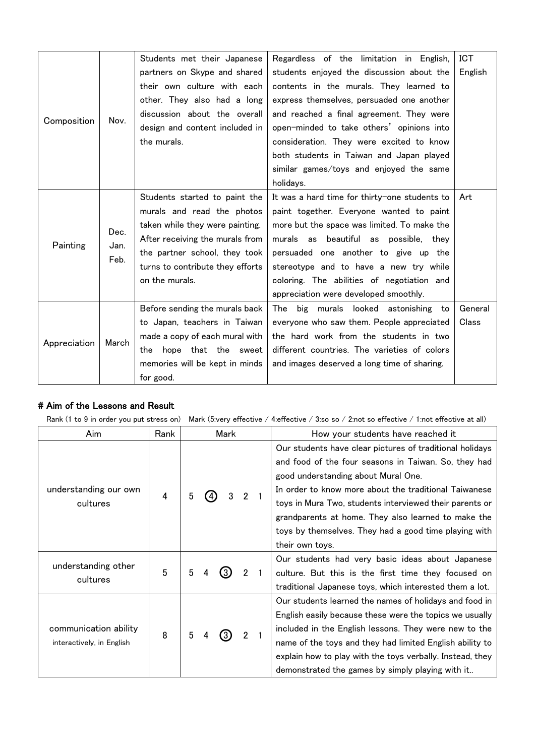| Composition | Nov. | Students met their Japanese partners on Skype and shared their own culture with each other. They also had a long discussion about the overall design and content included in the murals. | Regardless of the limitation in English, students enjoyed the discussion about the contents in the murals. They learned to express themselves, persuaded one another and reached a final agreement. They were open-minded to take others' opinions into consideration. They were excited to know both students in Taiwan and Japan played similar games/toys and enjoyed the same holidays. | ICT English |
|---|---|---|---|---|
| Painting | Dec. Jan. Feb. | Students started to paint the murals and read the photos taken while they were painting. After receiving the murals from the partner school, they took turns to contribute they efforts on the murals. | It was a hard time for thirty-one students to paint together. Everyone wanted to paint more but the space was limited. To make the murals as beautiful as possible, they persuaded one another to give up the stereotype and to have a new try while coloring. The abilities of negotiation and appreciation were developed smoothly. | Art |
| Appreciation | March | Before sending the murals back to Japan, teachers in Taiwan made a copy of each mural with the hope that the sweet memories will be kept in minds for good. | The big murals looked astonishing to everyone who saw them. People appreciated the hard work from the students in two different countries. The varieties of colors and images deserved a long time of sharing. | General Class |

# Aim of the Lessons and Result

Rank (1 to 9 in order you put stress on) Mark (5:very effective / 4:effective / 3:so so / 2:not so effective / 1:not effective at all)

| Aim | Rank | Mark | How your students have reached it |
|---|---|---|---|
| understanding our own cultures | 4 | 5 (4) 3 2 1 | Our students have clear pictures of traditional holidays and food of the four seasons in Taiwan. So, they had good understanding about Mural One. In order to know more about the traditional Taiwanese toys in Mura Two, students interviewed their parents or grandparents at home. They also learned to make the toys by themselves. They had a good time playing with their own toys. |
| understanding other cultures | 5 | 5 4 (3) 2 1 | Our students had very basic ideas about Japanese culture. But this is the first time they focused on traditional Japanese toys, which interested them a lot. |
| communication ability interactively, in English | 8 | 5 4 (3) 2 1 | Our students learned the names of holidays and food in English easily because these were the topics we usually included in the English lessons. They were new to the name of the toys and they had limited English ability to explain how to play with the toys verbally. Instead, they demonstrated the games by simply playing with it.. |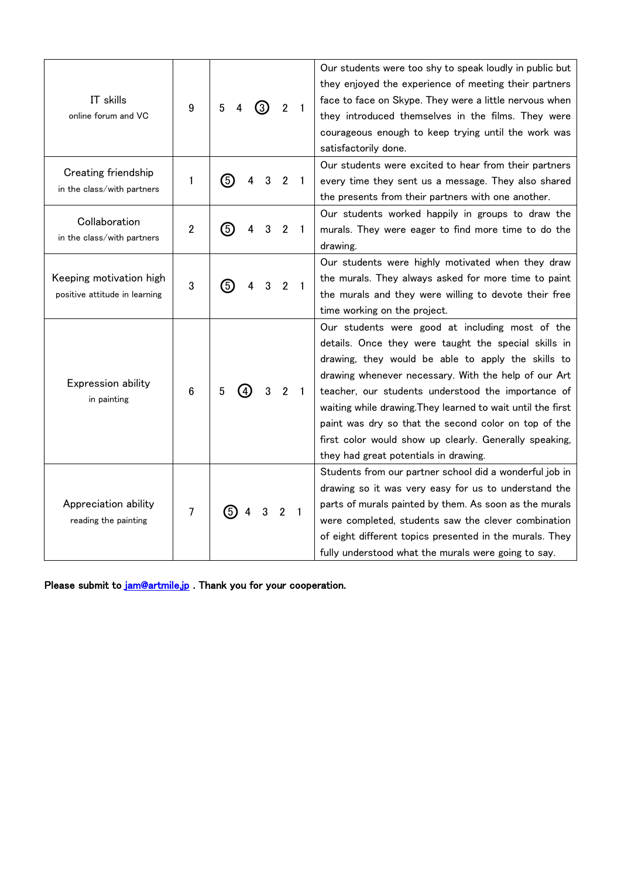| | | | |
|---|---|---|---|
| IT skills<br>online forum and VC | 9 | 5 4 ③ 2 1 | Our students were too shy to speak loudly in public but they enjoyed the experience of meeting their partners face to face on Skype. They were a little nervous when they introduced themselves in the films. They were courageous enough to keep trying until the work was satisfactorily done. |
| Creating friendship<br>in the class/with partners | 1 | ⑤ 4 3 2 1 | Our students were excited to hear from their partners every time they sent us a message. They also shared the presents from their partners with one another. |
| Collaboration<br>in the class/with partners | 2 | ⑤ 4 3 2 1 | Our students worked happily in groups to draw the murals. They were eager to find more time to do the drawing. |
| Keeping motivation high<br>positive attitude in learning | 3 | ⑤ 4 3 2 1 | Our students were highly motivated when they draw the murals. They always asked for more time to paint the murals and they were willing to devote their free time working on the project. |
| Expression ability<br>in painting | 6 | 5 ④ 3 2 1 | Our students were good at including most of the details. Once they were taught the special skills in drawing, they would be able to apply the skills to drawing whenever necessary. With the help of our Art teacher, our students understood the importance of waiting while drawing.They learned to wait until the first paint was dry so that the second color on top of the first color would show up clearly. Generally speaking, they had great potentials in drawing. |
| Appreciation ability<br>reading the painting | 7 | ⑤ 4 3 2 1 | Students from our partner school did a wonderful job in drawing so it was very easy for us to understand the parts of murals painted by them. As soon as the murals were completed, students saw the clever combination of eight different topics presented in the murals. They fully understood what the murals were going to say. |

**Please submit to jam@artmile.jp . Thank you for your cooperation.**